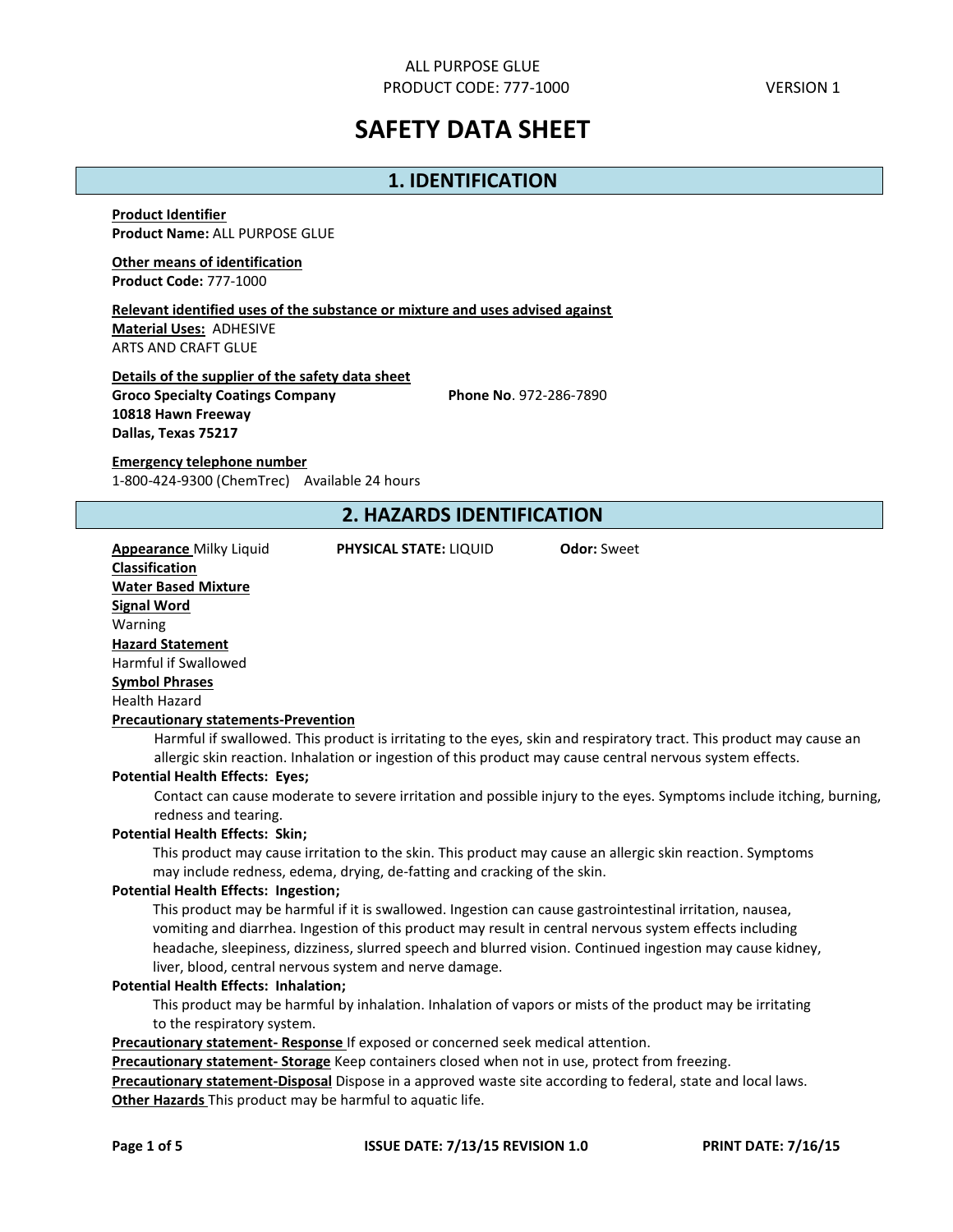# SAFETY DATA SHEET

## 1. IDENTIFICATION

**Product Identifier**
**Product Name:** ALL PURPOSE GLUE

**Other means of identification**
**Product Code:** 777-1000

**Relevant identified uses of the substance or mixture and uses advised against**
**Material Uses:** ADHESIVE
ARTS AND CRAFT GLUE

**Details of the supplier of the safety data sheet**
**Groco Specialty Coatings Company**
**10818 Hawn Freeway**
**Dallas, Texas 75217**
**Phone No**. 972-286-7890

**Emergency telephone number**
1-800-424-9300 (ChemTrec) Available 24 hours

## 2. HAZARDS IDENTIFICATION

**Appearance** Milky Liquid **PHYSICAL STATE:** LIQUID **Odor:** Sweet

**Classification**

**Water Based Mixture**

**Signal Word**
Warning

**Hazard Statement**
Harmful if Swallowed

**Symbol Phrases**
Health Hazard

**Precautionary statements-Prevention**
Harmful if swallowed. This product is irritating to the eyes, skin and respiratory tract. This product may cause an allergic skin reaction. Inhalation or ingestion of this product may cause central nervous system effects.

**Potential Health Effects: Eyes;**
Contact can cause moderate to severe irritation and possible injury to the eyes. Symptoms include itching, burning, redness and tearing.

**Potential Health Effects: Skin;**
This product may cause irritation to the skin. This product may cause an allergic skin reaction. Symptoms may include redness, edema, drying, de-fatting and cracking of the skin.

**Potential Health Effects: Ingestion;**
This product may be harmful if it is swallowed. Ingestion can cause gastrointestinal irritation, nausea, vomiting and diarrhea. Ingestion of this product may result in central nervous system effects including headache, sleepiness, dizziness, slurred speech and blurred vision. Continued ingestion may cause kidney, liver, blood, central nervous system and nerve damage.

**Potential Health Effects: Inhalation;**
This product may be harmful by inhalation. Inhalation of vapors or mists of the product may be irritating to the respiratory system.

**Precautionary statement- Response** If exposed or concerned seek medical attention.

**Precautionary statement- Storage** Keep containers closed when not in use, protect from freezing.

**Precautionary statement-Disposal** Dispose in a approved waste site according to federal, state and local laws.

**Other Hazards** This product may be harmful to aquatic life.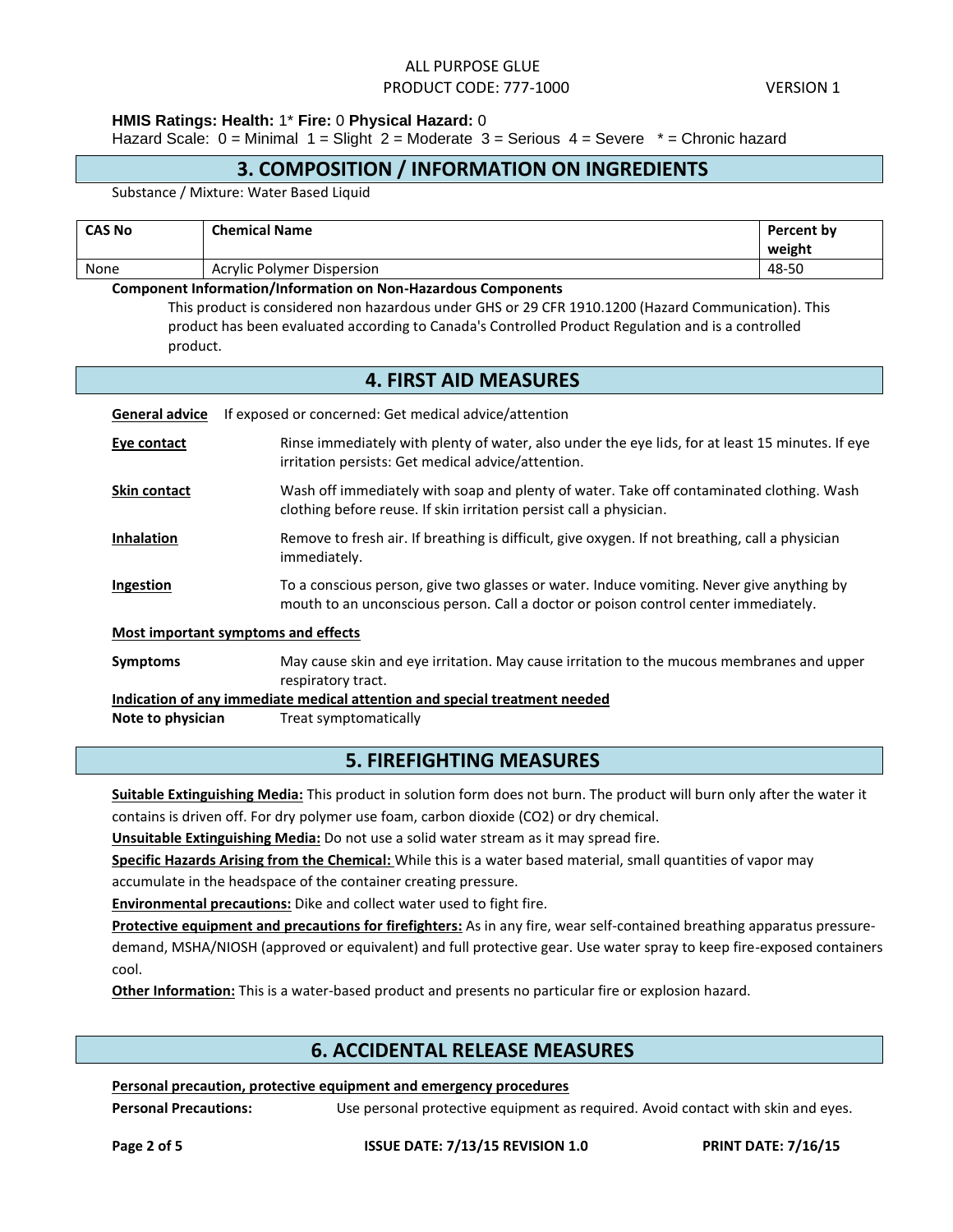**HMIS Ratings: Health:** 1* **Fire:** 0 **Physical Hazard:** 0

Hazard Scale: 0 = Minimal 1 = Slight 2 = Moderate 3 = Serious 4 = Severe * = Chronic hazard

## 3. COMPOSITION / INFORMATION ON INGREDIENTS

Substance / Mixture: Water Based Liquid

| CAS No | Chemical Name | Percent by weight |
|---|---|---|
| None | Acrylic Polymer Dispersion | 48-50 |

**Component Information/Information on Non-Hazardous Components**

This product is considered non hazardous under GHS or 29 CFR 1910.1200 (Hazard Communication). This product has been evaluated according to Canada's Controlled Product Regulation and is a controlled product.

## 4. FIRST AID MEASURES

**General advice** If exposed or concerned: Get medical advice/attention

**Eye contact** Rinse immediately with plenty of water, also under the eye lids, for at least 15 minutes. If eye irritation persists: Get medical advice/attention.

**Skin contact** Wash off immediately with soap and plenty of water. Take off contaminated clothing. Wash clothing before reuse. If skin irritation persist call a physician.

**Inhalation** Remove to fresh air. If breathing is difficult, give oxygen. If not breathing, call a physician immediately.

**Ingestion** To a conscious person, give two glasses or water. Induce vomiting. Never give anything by mouth to an unconscious person. Call a doctor or poison control center immediately.

**Most important symptoms and effects**

**Symptoms** May cause skin and eye irritation. May cause irritation to the mucous membranes and upper respiratory tract.

**Indication of any immediate medical attention and special treatment needed**

**Note to physician** Treat symptomatically

## 5. FIREFIGHTING MEASURES

**Suitable Extinguishing Media:** This product in solution form does not burn. The product will burn only after the water it contains is driven off. For dry polymer use foam, carbon dioxide ($CO_2$) or dry chemical.

**Unsuitable Extinguishing Media:** Do not use a solid water stream as it may spread fire.

**Specific Hazards Arising from the Chemical:** While this is a water based material, small quantities of vapor may accumulate in the headspace of the container creating pressure.

**Environmental precautions:** Dike and collect water used to fight fire.

**Protective equipment and precautions for firefighters:** As in any fire, wear self-contained breathing apparatus pressure-demand, MSHA/NIOSH (approved or equivalent) and full protective gear. Use water spray to keep fire-exposed containers cool.

**Other Information:** This is a water-based product and presents no particular fire or explosion hazard.

## 6. ACCIDENTAL RELEASE MEASURES

**Personal precaution, protective equipment and emergency procedures**

**Personal Precautions:** Use personal protective equipment as required. Avoid contact with skin and eyes.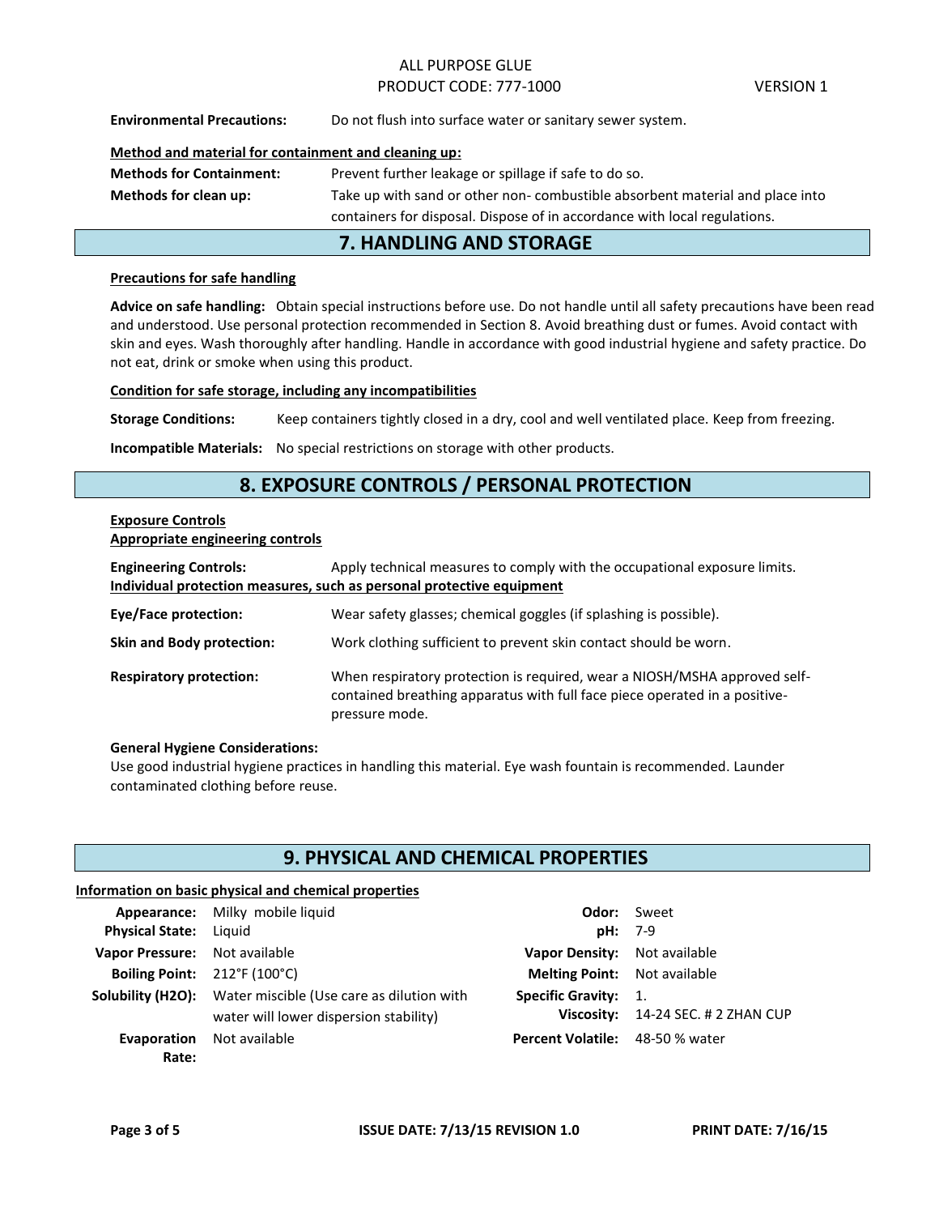**Environmental Precautions:** Do not flush into surface water or sanitary sewer system.

**Method and material for containment and cleaning up:**

**Methods for Containment:** Prevent further leakage or spillage if safe to do so.

**Methods for clean up:** Take up with sand or other non- combustible absorbent material and place into containers for disposal. Dispose of in accordance with local regulations.

## 7. HANDLING AND STORAGE

**Precautions for safe handling**

**Advice on safe handling:** Obtain special instructions before use. Do not handle until all safety precautions have been read and understood. Use personal protection recommended in Section 8. Avoid breathing dust or fumes. Avoid contact with skin and eyes. Wash thoroughly after handling. Handle in accordance with good industrial hygiene and safety practice. Do not eat, drink or smoke when using this product.

**Condition for safe storage, including any incompatibilities**

**Storage Conditions:** Keep containers tightly closed in a dry, cool and well ventilated place. Keep from freezing.

**Incompatible Materials:** No special restrictions on storage with other products.

## 8. EXPOSURE CONTROLS / PERSONAL PROTECTION

**Exposure Controls**

**Appropriate engineering controls**

**Engineering Controls:** Apply technical measures to comply with the occupational exposure limits.

**Individual protection measures, such as personal protective equipment**

**Eye/Face protection:** Wear safety glasses; chemical goggles (if splashing is possible).

**Skin and Body protection:** Work clothing sufficient to prevent skin contact should be worn.

**Respiratory protection:** When respiratory protection is required, wear a NIOSH/MSHA approved self-contained breathing apparatus with full face piece operated in a positive-pressure mode.

**General Hygiene Considerations:**
Use good industrial hygiene practices in handling this material. Eye wash fountain is recommended. Launder contaminated clothing before reuse.

## 9. PHYSICAL AND CHEMICAL PROPERTIES

**Information on basic physical and chemical properties**

| Property | Value | Property | Value |
|---|---|---|---|
| **Appearance:** | Milky mobile liquid | **Odor:** | Sweet |
| **Physical State:** | Liquid | **pH:** | 7-9 |
| **Vapor Pressure:** | Not available | **Vapor Density:** | Not available |
| **Boiling Point:** | 212°F (100°C) | **Melting Point:** | Not available |
| **Solubility (H2O):** | Water miscible (Use care as dilution with water will lower dispersion stability) | **Specific Gravity:** | 1. |
| | | **Viscosity:** | 14-24 SEC. # 2 ZHAN CUP |
| **Evaporation Rate:** | Not available | **Percent Volatile:** | 48-50 % water |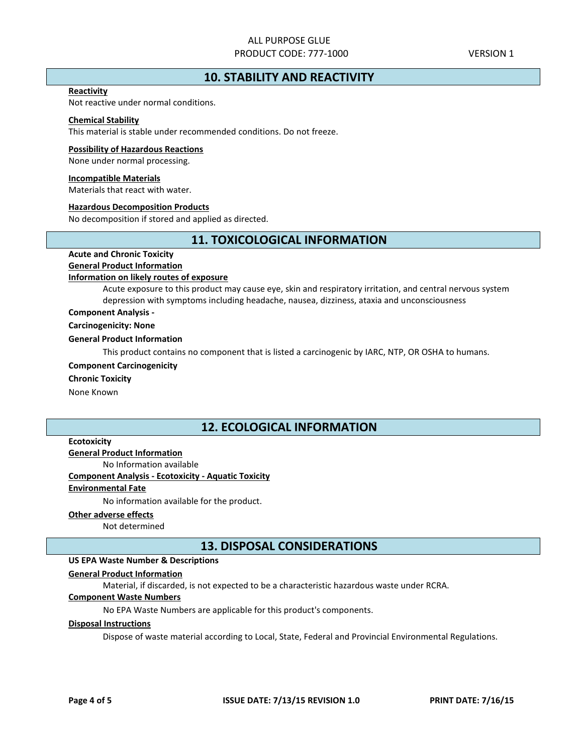## 10. STABILITY AND REACTIVITY

**Reactivity**

Not reactive under normal conditions.

**Chemical Stability**

This material is stable under recommended conditions. Do not freeze.

**Possibility of Hazardous Reactions**

None under normal processing.

**Incompatible Materials**

Materials that react with water.

**Hazardous Decomposition Products**

No decomposition if stored and applied as directed.

## 11. TOXICOLOGICAL INFORMATION

**Acute and Chronic Toxicity**

**General Product Information**

**Information on likely routes of exposure**

Acute exposure to this product may cause eye, skin and respiratory irritation, and central nervous system depression with symptoms including headache, nausea, dizziness, ataxia and unconsciousness

**Component Analysis -**

**Carcinogenicity: None**

**General Product Information**

This product contains no component that is listed a carcinogenic by IARC, NTP, OR OSHA to humans.

**Component Carcinogenicity**

**Chronic Toxicity**

None Known

## 12. ECOLOGICAL INFORMATION

**Ecotoxicity**

**General Product Information**

No Information available

**Component Analysis - Ecotoxicity - Aquatic Toxicity**

**Environmental Fate**

No information available for the product.

**Other adverse effects**

Not determined

## 13. DISPOSAL CONSIDERATIONS

**US EPA Waste Number & Descriptions**

**General Product Information**

Material, if discarded, is not expected to be a characteristic hazardous waste under RCRA.

**Component Waste Numbers**

No EPA Waste Numbers are applicable for this product's components.

**Disposal Instructions**

Dispose of waste material according to Local, State, Federal and Provincial Environmental Regulations.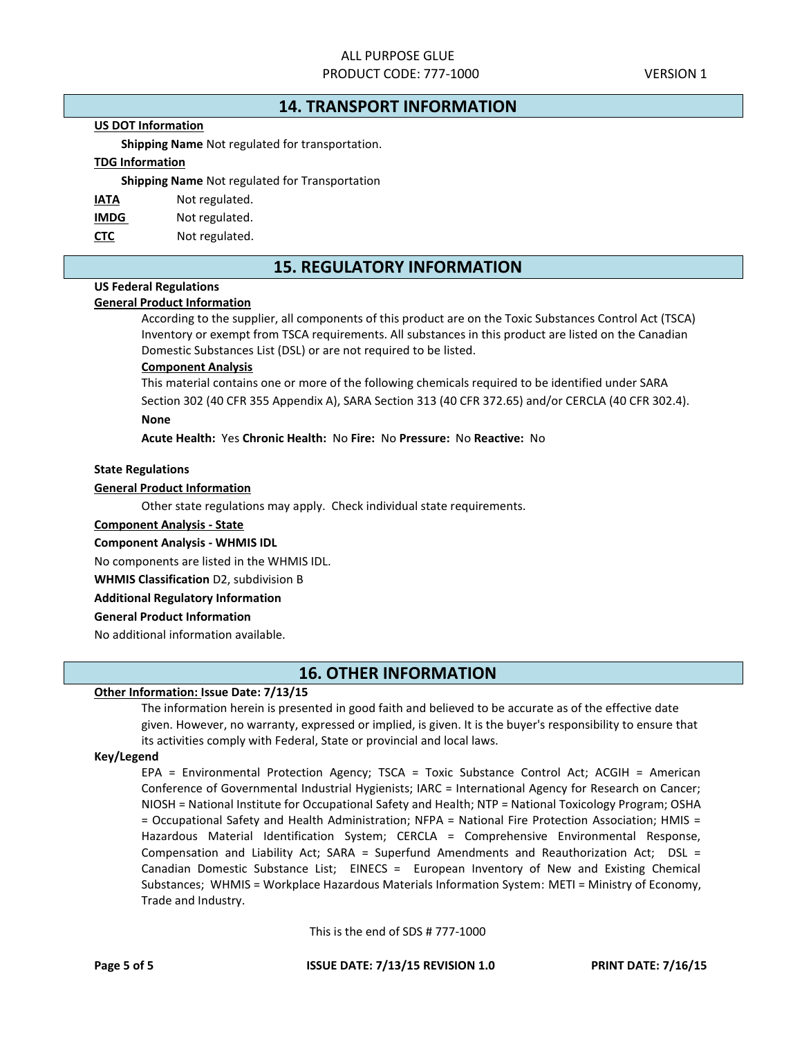## 14. TRANSPORT INFORMATION

**US DOT Information**

**Shipping Name** Not regulated for transportation.

**TDG Information**

**Shipping Name** Not regulated for Transportation

**IATA** Not regulated.

**IMDG** Not regulated.

**CTC** Not regulated.

## 15. REGULATORY INFORMATION

**US Federal Regulations**

**General Product Information**

According to the supplier, all components of this product are on the Toxic Substances Control Act (TSCA) Inventory or exempt from TSCA requirements. All substances in this product are listed on the Canadian Domestic Substances List (DSL) or are not required to be listed.

**Component Analysis**

This material contains one or more of the following chemicals required to be identified under SARA Section 302 (40 CFR 355 Appendix A), SARA Section 313 (40 CFR 372.65) and/or CERCLA (40 CFR 302.4).

**None**

**Acute Health:** Yes **Chronic Health:** No **Fire:** No **Pressure:** No **Reactive:** No

**State Regulations**

**General Product Information**

Other state regulations may apply. Check individual state requirements.

**Component Analysis - State**

**Component Analysis - WHMIS IDL**

No components are listed in the WHMIS IDL.

**WHMIS Classification** D2, subdivision B

**Additional Regulatory Information**

**General Product Information**

No additional information available.

## 16. OTHER INFORMATION

**Other Information: Issue Date: 7/13/15**

The information herein is presented in good faith and believed to be accurate as of the effective date given. However, no warranty, expressed or implied, is given. It is the buyer's responsibility to ensure that its activities comply with Federal, State or provincial and local laws.

**Key/Legend**

EPA = Environmental Protection Agency; TSCA = Toxic Substance Control Act; ACGIH = American Conference of Governmental Industrial Hygienists; IARC = International Agency for Research on Cancer; NIOSH = National Institute for Occupational Safety and Health; NTP = National Toxicology Program; OSHA = Occupational Safety and Health Administration; NFPA = National Fire Protection Association; HMIS = Hazardous Material Identification System; CERCLA = Comprehensive Environmental Response, Compensation and Liability Act; SARA = Superfund Amendments and Reauthorization Act; DSL = Canadian Domestic Substance List; EINECS = European Inventory of New and Existing Chemical Substances; WHMIS = Workplace Hazardous Materials Information System: METI = Ministry of Economy, Trade and Industry.

This is the end of SDS # 777-1000